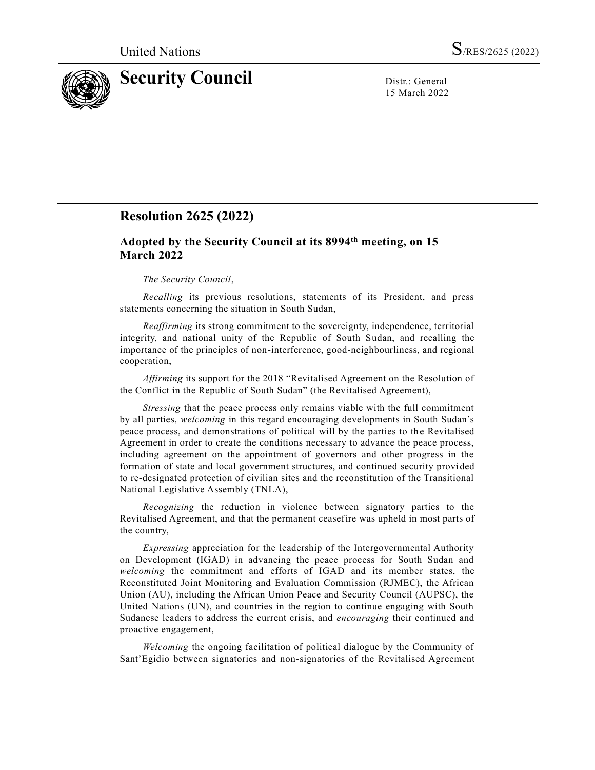United Nations S/RES/2625 (2022)

# Security Council

Distr.: General
15 March 2022

## Resolution 2625 (2022)

### Adopted by the Security Council at its 8994th meeting, on 15 March 2022

*The Security Council*,

*Recalling* its previous resolutions, statements of its President, and press statements concerning the situation in South Sudan,

*Reaffirming* its strong commitment to the sovereignty, independence, territorial integrity, and national unity of the Republic of South Sudan, and recalling the importance of the principles of non-interference, good-neighbourliness, and regional cooperation,

*Affirming* its support for the 2018 "Revitalised Agreement on the Resolution of the Conflict in the Republic of South Sudan" (the Revitalised Agreement),

*Stressing* that the peace process only remains viable with the full commitment by all parties, *welcoming* in this regard encouraging developments in South Sudan's peace process, and demonstrations of political will by the parties to the Revitalised Agreement in order to create the conditions necessary to advance the peace process, including agreement on the appointment of governors and other progress in the formation of state and local government structures, and continued security provided to re-designated protection of civilian sites and the reconstitution of the Transitional National Legislative Assembly (TNLA),

*Recognizing* the reduction in violence between signatory parties to the Revitalised Agreement, and that the permanent ceasefire was upheld in most parts of the country,

*Expressing* appreciation for the leadership of the Intergovernmental Authority on Development (IGAD) in advancing the peace process for South Sudan and *welcoming* the commitment and efforts of IGAD and its member states, the Reconstituted Joint Monitoring and Evaluation Commission (RJMEC), the African Union (AU), including the African Union Peace and Security Council (AUPSC), the United Nations (UN), and countries in the region to continue engaging with South Sudanese leaders to address the current crisis, and *encouraging* their continued and proactive engagement,

*Welcoming* the ongoing facilitation of political dialogue by the Community of Sant'Egidio between signatories and non-signatories of the Revitalised Agreement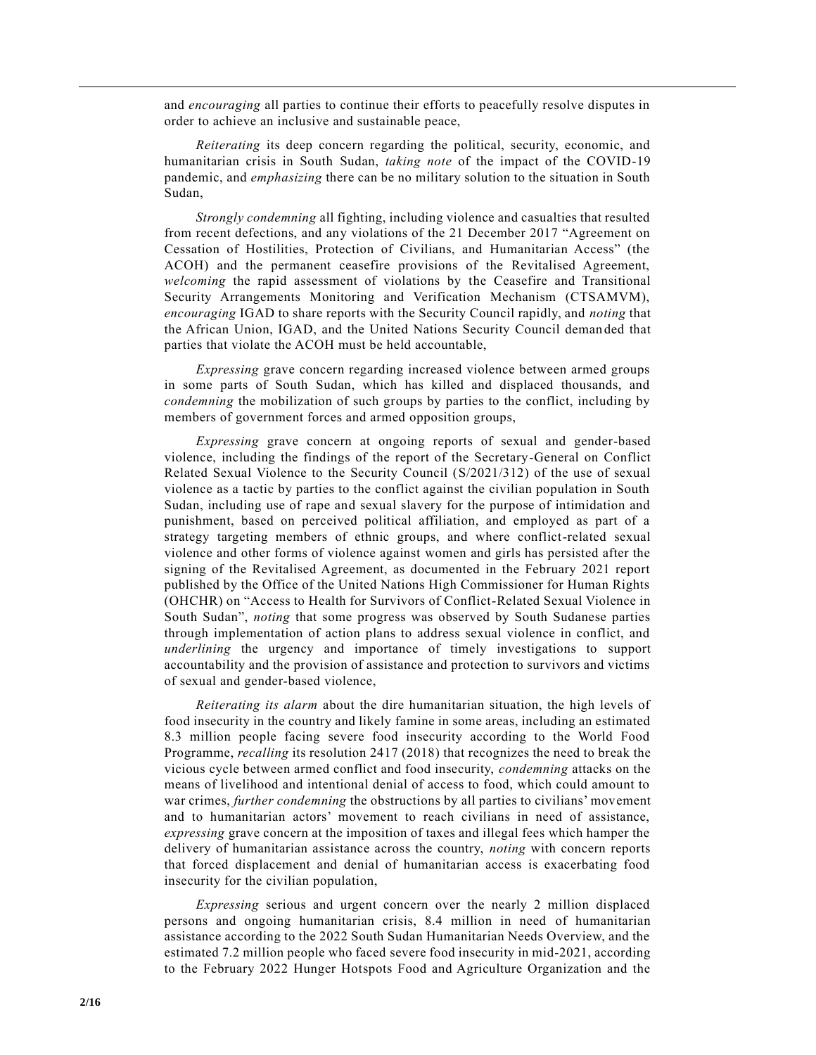and *encouraging* all parties to continue their efforts to peacefully resolve disputes in order to achieve an inclusive and sustainable peace,

*Reiterating* its deep concern regarding the political, security, economic, and humanitarian crisis in South Sudan, *taking note* of the impact of the COVID-19 pandemic, and *emphasizing* there can be no military solution to the situation in South Sudan,

*Strongly condemning* all fighting, including violence and casualties that resulted from recent defections, and any violations of the 21 December 2017 "Agreement on Cessation of Hostilities, Protection of Civilians, and Humanitarian Access" (the ACOH) and the permanent ceasefire provisions of the Revitalised Agreement, *welcoming* the rapid assessment of violations by the Ceasefire and Transitional Security Arrangements Monitoring and Verification Mechanism (CTSAMVM), *encouraging* IGAD to share reports with the Security Council rapidly, and *noting* that the African Union, IGAD, and the United Nations Security Council demanded that parties that violate the ACOH must be held accountable,

*Expressing* grave concern regarding increased violence between armed groups in some parts of South Sudan, which has killed and displaced thousands, and *condemning* the mobilization of such groups by parties to the conflict, including by members of government forces and armed opposition groups,

*Expressing* grave concern at ongoing reports of sexual and gender-based violence, including the findings of the report of the Secretary-General on Conflict Related Sexual Violence to the Security Council (S/2021/312) of the use of sexual violence as a tactic by parties to the conflict against the civilian population in South Sudan, including use of rape and sexual slavery for the purpose of intimidation and punishment, based on perceived political affiliation, and employed as part of a strategy targeting members of ethnic groups, and where conflict-related sexual violence and other forms of violence against women and girls has persisted after the signing of the Revitalised Agreement, as documented in the February 2021 report published by the Office of the United Nations High Commissioner for Human Rights (OHCHR) on "Access to Health for Survivors of Conflict-Related Sexual Violence in South Sudan", *noting* that some progress was observed by South Sudanese parties through implementation of action plans to address sexual violence in conflict, and *underlining* the urgency and importance of timely investigations to support accountability and the provision of assistance and protection to survivors and victims of sexual and gender-based violence,

*Reiterating its alarm* about the dire humanitarian situation, the high levels of food insecurity in the country and likely famine in some areas, including an estimated 8.3 million people facing severe food insecurity according to the World Food Programme, *recalling* its resolution 2417 (2018) that recognizes the need to break the vicious cycle between armed conflict and food insecurity, *condemning* attacks on the means of livelihood and intentional denial of access to food, which could amount to war crimes, *further condemning* the obstructions by all parties to civilians' movement and to humanitarian actors' movement to reach civilians in need of assistance, *expressing* grave concern at the imposition of taxes and illegal fees which hamper the delivery of humanitarian assistance across the country, *noting* with concern reports that forced displacement and denial of humanitarian access is exacerbating food insecurity for the civilian population,

*Expressing* serious and urgent concern over the nearly 2 million displaced persons and ongoing humanitarian crisis, 8.4 million in need of humanitarian assistance according to the 2022 South Sudan Humanitarian Needs Overview, and the estimated 7.2 million people who faced severe food insecurity in mid-2021, according to the February 2022 Hunger Hotspots Food and Agriculture Organization and the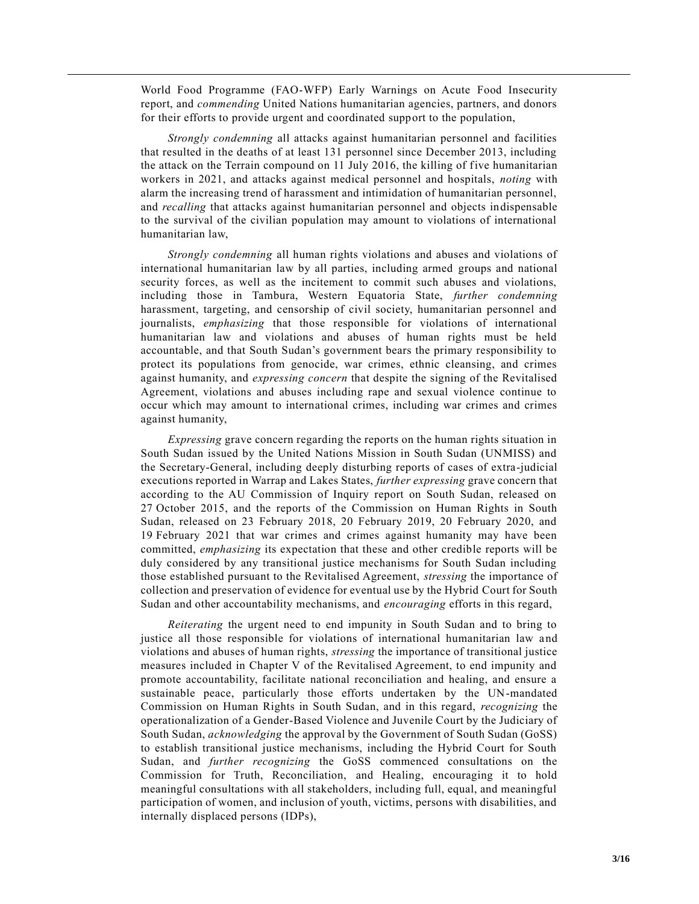World Food Programme (FAO-WFP) Early Warnings on Acute Food Insecurity report, and *commending* United Nations humanitarian agencies, partners, and donors for their efforts to provide urgent and coordinated support to the population,

*Strongly condemning* all attacks against humanitarian personnel and facilities that resulted in the deaths of at least 131 personnel since December 2013, including the attack on the Terrain compound on 11 July 2016, the killing of five humanitarian workers in 2021, and attacks against medical personnel and hospitals, *noting* with alarm the increasing trend of harassment and intimidation of humanitarian personnel, and *recalling* that attacks against humanitarian personnel and objects indispensable to the survival of the civilian population may amount to violations of international humanitarian law,

*Strongly condemning* all human rights violations and abuses and violations of international humanitarian law by all parties, including armed groups and national security forces, as well as the incitement to commit such abuses and violations, including those in Tambura, Western Equatoria State, *further condemning* harassment, targeting, and censorship of civil society, humanitarian personnel and journalists, *emphasizing* that those responsible for violations of international humanitarian law and violations and abuses of human rights must be held accountable, and that South Sudan's government bears the primary responsibility to protect its populations from genocide, war crimes, ethnic cleansing, and crimes against humanity, and *expressing concern* that despite the signing of the Revitalised Agreement, violations and abuses including rape and sexual violence continue to occur which may amount to international crimes, including war crimes and crimes against humanity,

*Expressing* grave concern regarding the reports on the human rights situation in South Sudan issued by the United Nations Mission in South Sudan (UNMISS) and the Secretary-General, including deeply disturbing reports of cases of extra-judicial executions reported in Warrap and Lakes States, *further expressing* grave concern that according to the AU Commission of Inquiry report on South Sudan, released on 27 October 2015, and the reports of the Commission on Human Rights in South Sudan, released on 23 February 2018, 20 February 2019, 20 February 2020, and 19 February 2021 that war crimes and crimes against humanity may have been committed, *emphasizing* its expectation that these and other credible reports will be duly considered by any transitional justice mechanisms for South Sudan including those established pursuant to the Revitalised Agreement, *stressing* the importance of collection and preservation of evidence for eventual use by the Hybrid Court for South Sudan and other accountability mechanisms, and *encouraging* efforts in this regard,

*Reiterating* the urgent need to end impunity in South Sudan and to bring to justice all those responsible for violations of international humanitarian law and violations and abuses of human rights, *stressing* the importance of transitional justice measures included in Chapter V of the Revitalised Agreement, to end impunity and promote accountability, facilitate national reconciliation and healing, and ensure a sustainable peace, particularly those efforts undertaken by the UN-mandated Commission on Human Rights in South Sudan, and in this regard, *recognizing* the operationalization of a Gender-Based Violence and Juvenile Court by the Judiciary of South Sudan, *acknowledging* the approval by the Government of South Sudan (GoSS) to establish transitional justice mechanisms, including the Hybrid Court for South Sudan, and *further recognizing* the GoSS commenced consultations on the Commission for Truth, Reconciliation, and Healing, encouraging it to hold meaningful consultations with all stakeholders, including full, equal, and meaningful participation of women, and inclusion of youth, victims, persons with disabilities, and internally displaced persons (IDPs),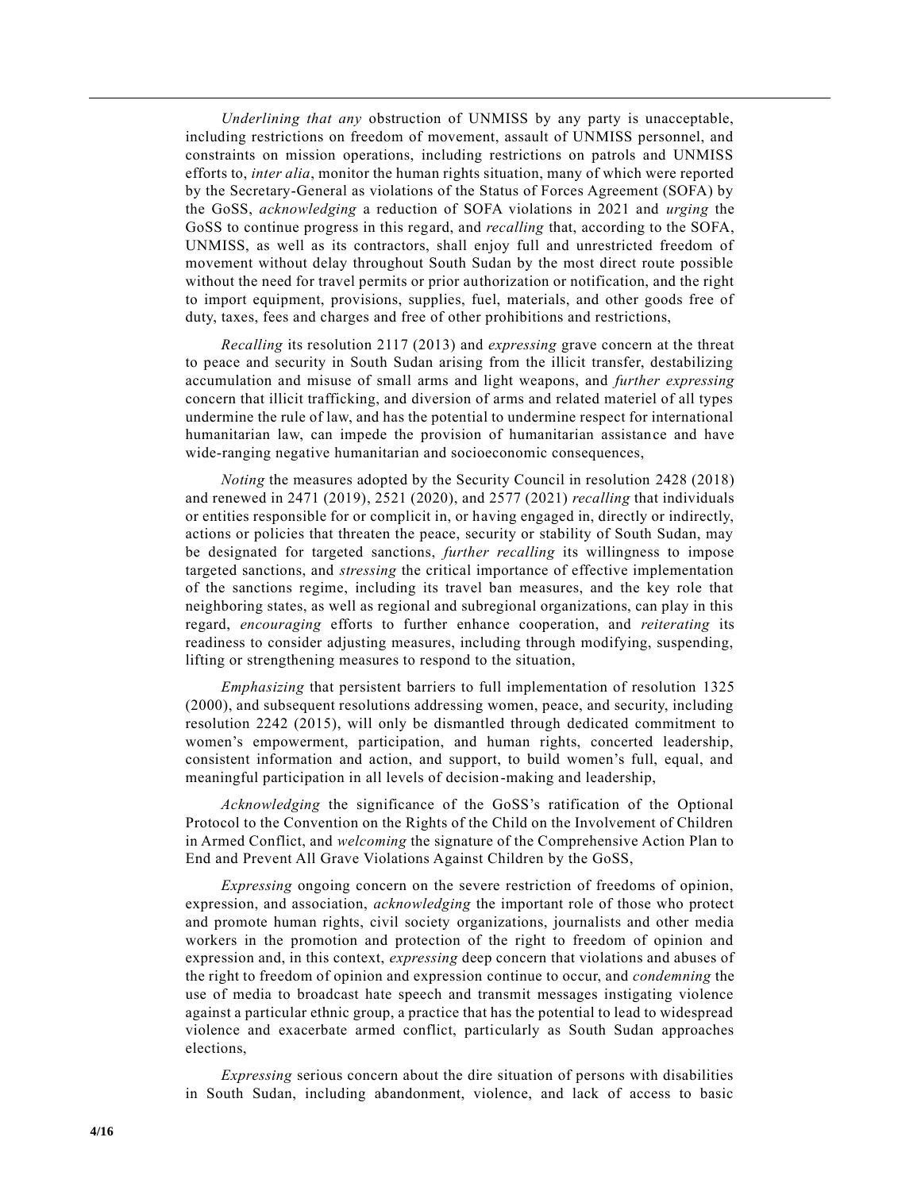*Underlining that any* obstruction of UNMISS by any party is unacceptable, including restrictions on freedom of movement, assault of UNMISS personnel, and constraints on mission operations, including restrictions on patrols and UNMISS efforts to, *inter alia*, monitor the human rights situation, many of which were reported by the Secretary-General as violations of the Status of Forces Agreement (SOFA) by the GoSS, *acknowledging* a reduction of SOFA violations in 2021 and *urging* the GoSS to continue progress in this regard, and *recalling* that, according to the SOFA, UNMISS, as well as its contractors, shall enjoy full and unrestricted freedom of movement without delay throughout South Sudan by the most direct route possible without the need for travel permits or prior authorization or notification, and the right to import equipment, provisions, supplies, fuel, materials, and other goods free of duty, taxes, fees and charges and free of other prohibitions and restrictions,

*Recalling* its resolution 2117 (2013) and *expressing* grave concern at the threat to peace and security in South Sudan arising from the illicit transfer, destabilizing accumulation and misuse of small arms and light weapons, and *further expressing* concern that illicit trafficking, and diversion of arms and related materiel of all types undermine the rule of law, and has the potential to undermine respect for international humanitarian law, can impede the provision of humanitarian assistance and have wide-ranging negative humanitarian and socioeconomic consequences,

*Noting* the measures adopted by the Security Council in resolution 2428 (2018) and renewed in 2471 (2019), 2521 (2020), and 2577 (2021) *recalling* that individuals or entities responsible for or complicit in, or having engaged in, directly or indirectly, actions or policies that threaten the peace, security or stability of South Sudan, may be designated for targeted sanctions, *further recalling* its willingness to impose targeted sanctions, and *stressing* the critical importance of effective implementation of the sanctions regime, including its travel ban measures, and the key role that neighboring states, as well as regional and subregional organizations, can play in this regard, *encouraging* efforts to further enhance cooperation, and *reiterating* its readiness to consider adjusting measures, including through modifying, suspending, lifting or strengthening measures to respond to the situation,

*Emphasizing* that persistent barriers to full implementation of resolution 1325 (2000), and subsequent resolutions addressing women, peace, and security, including resolution 2242 (2015), will only be dismantled through dedicated commitment to women's empowerment, participation, and human rights, concerted leadership, consistent information and action, and support, to build women's full, equal, and meaningful participation in all levels of decision-making and leadership,

*Acknowledging* the significance of the GoSS's ratification of the Optional Protocol to the Convention on the Rights of the Child on the Involvement of Children in Armed Conflict, and *welcoming* the signature of the Comprehensive Action Plan to End and Prevent All Grave Violations Against Children by the GoSS,

*Expressing* ongoing concern on the severe restriction of freedoms of opinion, expression, and association, *acknowledging* the important role of those who protect and promote human rights, civil society organizations, journalists and other media workers in the promotion and protection of the right to freedom of opinion and expression and, in this context, *expressing* deep concern that violations and abuses of the right to freedom of opinion and expression continue to occur, and *condemning* the use of media to broadcast hate speech and transmit messages instigating violence against a particular ethnic group, a practice that has the potential to lead to widespread violence and exacerbate armed conflict, particularly as South Sudan approaches elections,

*Expressing* serious concern about the dire situation of persons with disabilities in South Sudan, including abandonment, violence, and lack of access to basic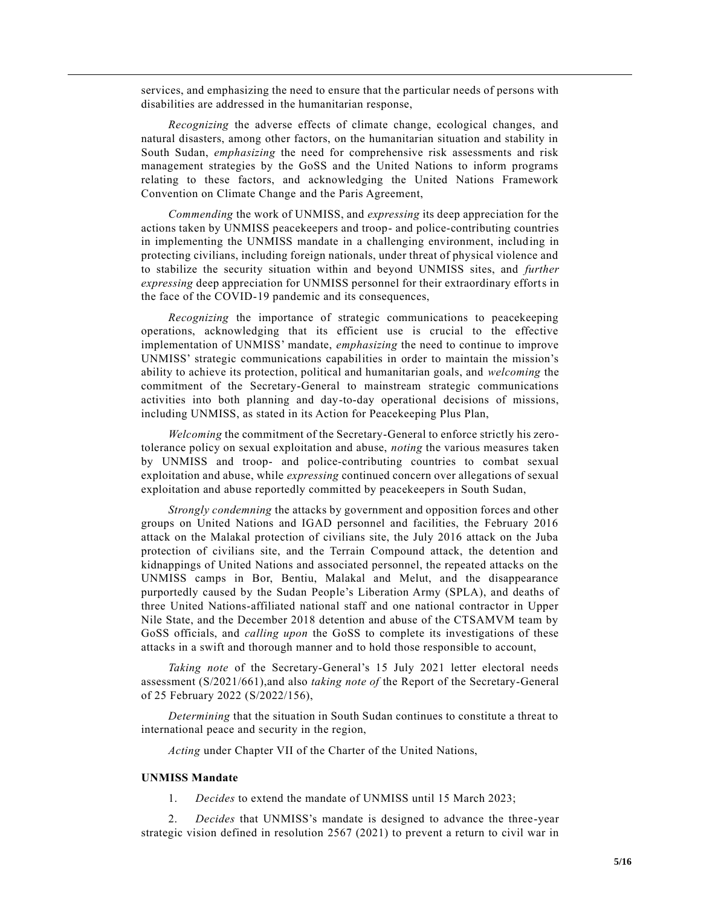services, and emphasizing the need to ensure that the particular needs of persons with disabilities are addressed in the humanitarian response,

*Recognizing* the adverse effects of climate change, ecological changes, and natural disasters, among other factors, on the humanitarian situation and stability in South Sudan, *emphasizing* the need for comprehensive risk assessments and risk management strategies by the GoSS and the United Nations to inform programs relating to these factors, and acknowledging the United Nations Framework Convention on Climate Change and the Paris Agreement,

*Commending* the work of UNMISS, and *expressing* its deep appreciation for the actions taken by UNMISS peacekeepers and troop- and police-contributing countries in implementing the UNMISS mandate in a challenging environment, including in protecting civilians, including foreign nationals, under threat of physical violence and to stabilize the security situation within and beyond UNMISS sites, and *further expressing* deep appreciation for UNMISS personnel for their extraordinary efforts in the face of the COVID-19 pandemic and its consequences,

*Recognizing* the importance of strategic communications to peacekeeping operations, acknowledging that its efficient use is crucial to the effective implementation of UNMISS' mandate, *emphasizing* the need to continue to improve UNMISS' strategic communications capabilities in order to maintain the mission's ability to achieve its protection, political and humanitarian goals, and *welcoming* the commitment of the Secretary-General to mainstream strategic communications activities into both planning and day-to-day operational decisions of missions, including UNMISS, as stated in its Action for Peacekeeping Plus Plan,

*Welcoming* the commitment of the Secretary-General to enforce strictly his zero-tolerance policy on sexual exploitation and abuse, *noting* the various measures taken by UNMISS and troop- and police-contributing countries to combat sexual exploitation and abuse, while *expressing* continued concern over allegations of sexual exploitation and abuse reportedly committed by peacekeepers in South Sudan,

*Strongly condemning* the attacks by government and opposition forces and other groups on United Nations and IGAD personnel and facilities, the February 2016 attack on the Malakal protection of civilians site, the July 2016 attack on the Juba protection of civilians site, and the Terrain Compound attack, the detention and kidnappings of United Nations and associated personnel, the repeated attacks on the UNMISS camps in Bor, Bentiu, Malakal and Melut, and the disappearance purportedly caused by the Sudan People's Liberation Army (SPLA), and deaths of three United Nations-affiliated national staff and one national contractor in Upper Nile State, and the December 2018 detention and abuse of the CTSAMVM team by GoSS officials, and *calling upon* the GoSS to complete its investigations of these attacks in a swift and thorough manner and to hold those responsible to account,

*Taking note* of the Secretary-General's 15 July 2021 letter electoral needs assessment (S/2021/661),and also *taking note of* the Report of the Secretary-General of 25 February 2022 (S/2022/156),

*Determining* that the situation in South Sudan continues to constitute a threat to international peace and security in the region,

*Acting* under Chapter VII of the Charter of the United Nations,

**UNMISS Mandate**

1. *Decides* to extend the mandate of UNMISS until 15 March 2023;

2. *Decides* that UNMISS's mandate is designed to advance the three-year strategic vision defined in resolution 2567 (2021) to prevent a return to civil war in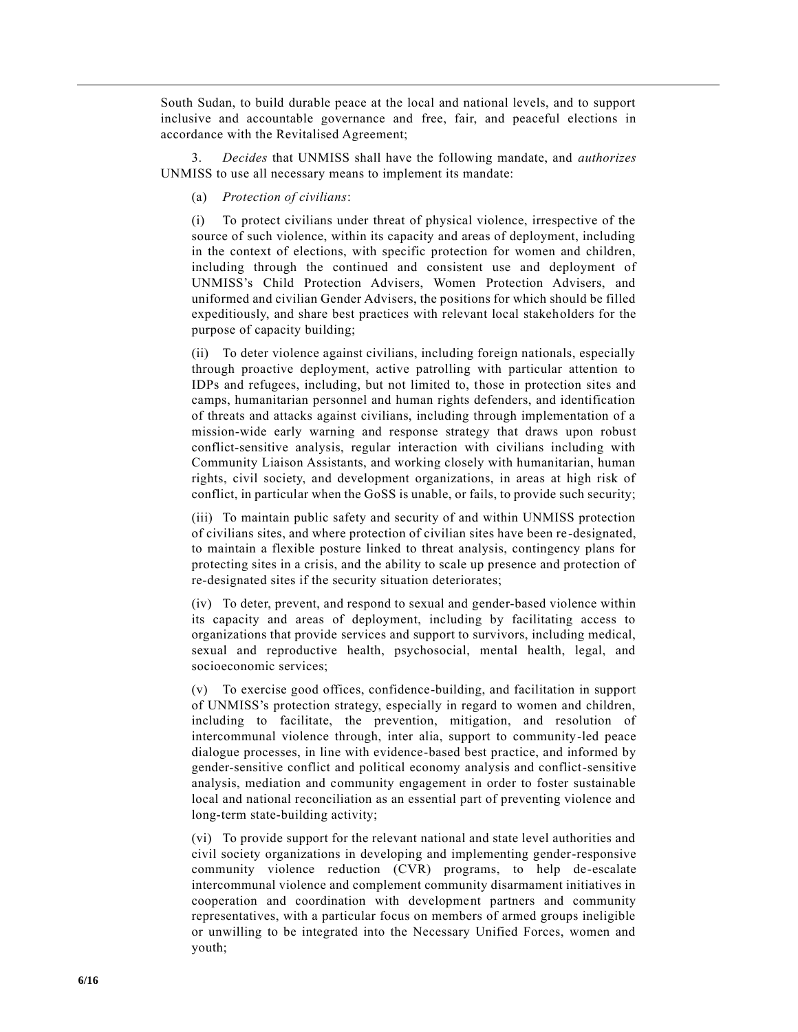South Sudan, to build durable peace at the local and national levels, and to support inclusive and accountable governance and free, fair, and peaceful elections in accordance with the Revitalised Agreement;

3. *Decides* that UNMISS shall have the following mandate, and *authorizes* UNMISS to use all necessary means to implement its mandate:

(a) *Protection of civilians*:

(i) To protect civilians under threat of physical violence, irrespective of the source of such violence, within its capacity and areas of deployment, including in the context of elections, with specific protection for women and children, including through the continued and consistent use and deployment of UNMISS's Child Protection Advisers, Women Protection Advisers, and uniformed and civilian Gender Advisers, the positions for which should be filled expeditiously, and share best practices with relevant local stakeholders for the purpose of capacity building;

(ii) To deter violence against civilians, including foreign nationals, especially through proactive deployment, active patrolling with particular attention to IDPs and refugees, including, but not limited to, those in protection sites and camps, humanitarian personnel and human rights defenders, and identification of threats and attacks against civilians, including through implementation of a mission-wide early warning and response strategy that draws upon robust conflict-sensitive analysis, regular interaction with civilians including with Community Liaison Assistants, and working closely with humanitarian, human rights, civil society, and development organizations, in areas at high risk of conflict, in particular when the GoSS is unable, or fails, to provide such security;

(iii) To maintain public safety and security of and within UNMISS protection of civilians sites, and where protection of civilian sites have been re-designated, to maintain a flexible posture linked to threat analysis, contingency plans for protecting sites in a crisis, and the ability to scale up presence and protection of re-designated sites if the security situation deteriorates;

(iv) To deter, prevent, and respond to sexual and gender-based violence within its capacity and areas of deployment, including by facilitating access to organizations that provide services and support to survivors, including medical, sexual and reproductive health, psychosocial, mental health, legal, and socioeconomic services;

(v) To exercise good offices, confidence-building, and facilitation in support of UNMISS's protection strategy, especially in regard to women and children, including to facilitate, the prevention, mitigation, and resolution of intercommunal violence through, inter alia, support to community-led peace dialogue processes, in line with evidence-based best practice, and informed by gender-sensitive conflict and political economy analysis and conflict-sensitive analysis, mediation and community engagement in order to foster sustainable local and national reconciliation as an essential part of preventing violence and long-term state-building activity;

(vi) To provide support for the relevant national and state level authorities and civil society organizations in developing and implementing gender-responsive community violence reduction (CVR) programs, to help de-escalate intercommunal violence and complement community disarmament initiatives in cooperation and coordination with development partners and community representatives, with a particular focus on members of armed groups ineligible or unwilling to be integrated into the Necessary Unified Forces, women and youth;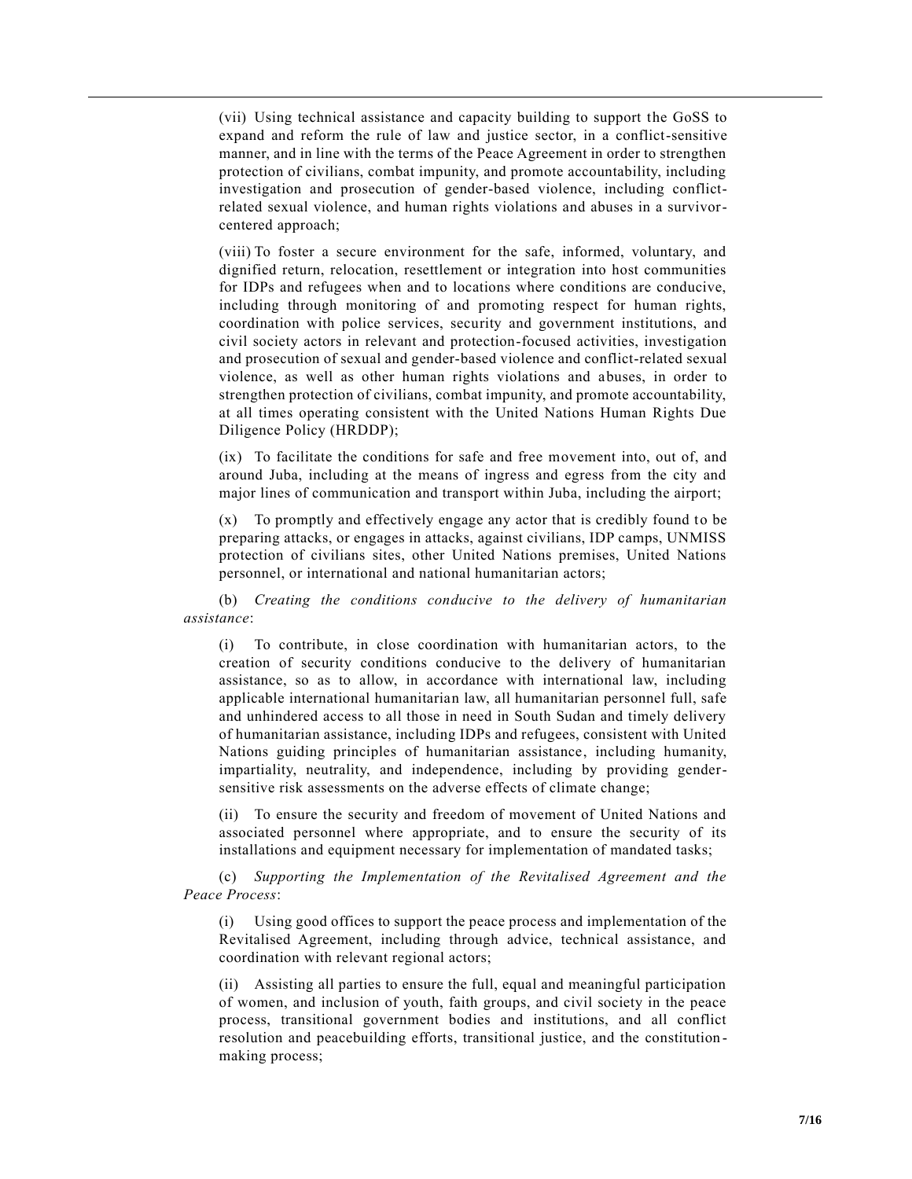(vii) Using technical assistance and capacity building to support the GoSS to expand and reform the rule of law and justice sector, in a conflict-sensitive manner, and in line with the terms of the Peace Agreement in order to strengthen protection of civilians, combat impunity, and promote accountability, including investigation and prosecution of gender-based violence, including conflict-related sexual violence, and human rights violations and abuses in a survivor-centered approach;

(viii) To foster a secure environment for the safe, informed, voluntary, and dignified return, relocation, resettlement or integration into host communities for IDPs and refugees when and to locations where conditions are conducive, including through monitoring of and promoting respect for human rights, coordination with police services, security and government institutions, and civil society actors in relevant and protection-focused activities, investigation and prosecution of sexual and gender-based violence and conflict-related sexual violence, as well as other human rights violations and abuses, in order to strengthen protection of civilians, combat impunity, and promote accountability, at all times operating consistent with the United Nations Human Rights Due Diligence Policy (HRDDP);

(ix) To facilitate the conditions for safe and free movement into, out of, and around Juba, including at the means of ingress and egress from the city and major lines of communication and transport within Juba, including the airport;

(x) To promptly and effectively engage any actor that is credibly found to be preparing attacks, or engages in attacks, against civilians, IDP camps, UNMISS protection of civilians sites, other United Nations premises, United Nations personnel, or international and national humanitarian actors;

(b) *Creating the conditions conducive to the delivery of humanitarian assistance*:

(i) To contribute, in close coordination with humanitarian actors, to the creation of security conditions conducive to the delivery of humanitarian assistance, so as to allow, in accordance with international law, including applicable international humanitarian law, all humanitarian personnel full, safe and unhindered access to all those in need in South Sudan and timely delivery of humanitarian assistance, including IDPs and refugees, consistent with United Nations guiding principles of humanitarian assistance, including humanity, impartiality, neutrality, and independence, including by providing gender-sensitive risk assessments on the adverse effects of climate change;

(ii) To ensure the security and freedom of movement of United Nations and associated personnel where appropriate, and to ensure the security of its installations and equipment necessary for implementation of mandated tasks;

(c) *Supporting the Implementation of the Revitalised Agreement and the Peace Process*:

(i) Using good offices to support the peace process and implementation of the Revitalised Agreement, including through advice, technical assistance, and coordination with relevant regional actors;

(ii) Assisting all parties to ensure the full, equal and meaningful participation of women, and inclusion of youth, faith groups, and civil society in the peace process, transitional government bodies and institutions, and all conflict resolution and peacebuilding efforts, transitional justice, and the constitution-making process;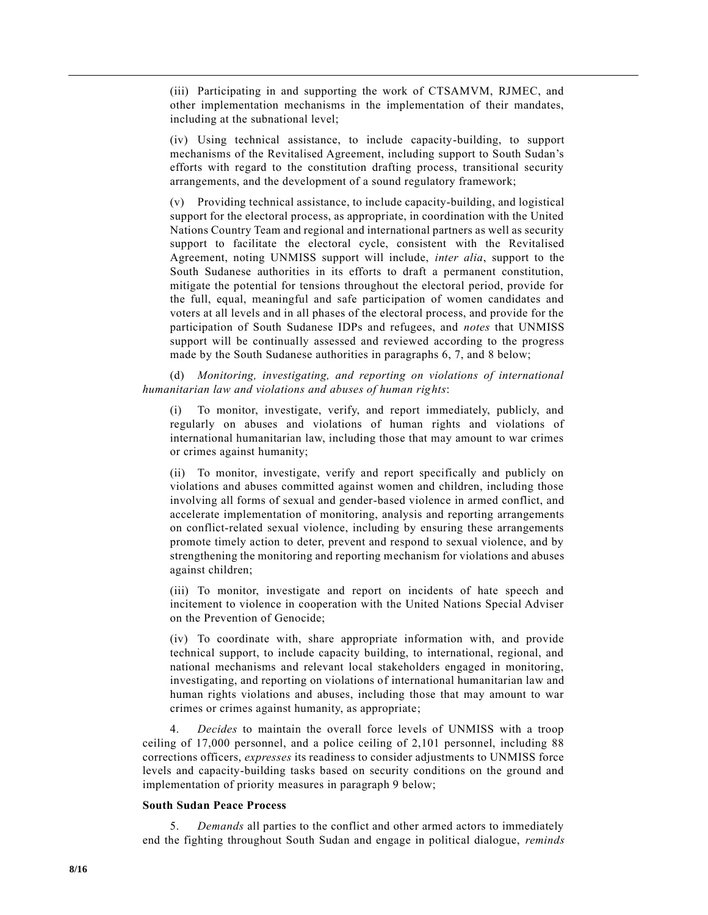(iii) Participating in and supporting the work of CTSAMVM, RJMEC, and other implementation mechanisms in the implementation of their mandates, including at the subnational level;

(iv) Using technical assistance, to include capacity-building, to support mechanisms of the Revitalised Agreement, including support to South Sudan's efforts with regard to the constitution drafting process, transitional security arrangements, and the development of a sound regulatory framework;

(v) Providing technical assistance, to include capacity-building, and logistical support for the electoral process, as appropriate, in coordination with the United Nations Country Team and regional and international partners as well as security support to facilitate the electoral cycle, consistent with the Revitalised Agreement, noting UNMISS support will include, *inter alia*, support to the South Sudanese authorities in its efforts to draft a permanent constitution, mitigate the potential for tensions throughout the electoral period, provide for the full, equal, meaningful and safe participation of women candidates and voters at all levels and in all phases of the electoral process, and provide for the participation of South Sudanese IDPs and refugees, and *notes* that UNMISS support will be continually assessed and reviewed according to the progress made by the South Sudanese authorities in paragraphs 6, 7, and 8 below;

(d) *Monitoring, investigating, and reporting on violations of international humanitarian law and violations and abuses of human rights*:

(i) To monitor, investigate, verify, and report immediately, publicly, and regularly on abuses and violations of human rights and violations of international humanitarian law, including those that may amount to war crimes or crimes against humanity;

(ii) To monitor, investigate, verify and report specifically and publicly on violations and abuses committed against women and children, including those involving all forms of sexual and gender-based violence in armed conflict, and accelerate implementation of monitoring, analysis and reporting arrangements on conflict-related sexual violence, including by ensuring these arrangements promote timely action to deter, prevent and respond to sexual violence, and by strengthening the monitoring and reporting mechanism for violations and abuses against children;

(iii) To monitor, investigate and report on incidents of hate speech and incitement to violence in cooperation with the United Nations Special Adviser on the Prevention of Genocide;

(iv) To coordinate with, share appropriate information with, and provide technical support, to include capacity building, to international, regional, and national mechanisms and relevant local stakeholders engaged in monitoring, investigating, and reporting on violations of international humanitarian law and human rights violations and abuses, including those that may amount to war crimes or crimes against humanity, as appropriate;

4. *Decides* to maintain the overall force levels of UNMISS with a troop ceiling of 17,000 personnel, and a police ceiling of 2,101 personnel, including 88 corrections officers, *expresses* its readiness to consider adjustments to UNMISS force levels and capacity-building tasks based on security conditions on the ground and implementation of priority measures in paragraph 9 below;

**South Sudan Peace Process**

5. *Demands* all parties to the conflict and other armed actors to immediately end the fighting throughout South Sudan and engage in political dialogue, *reminds*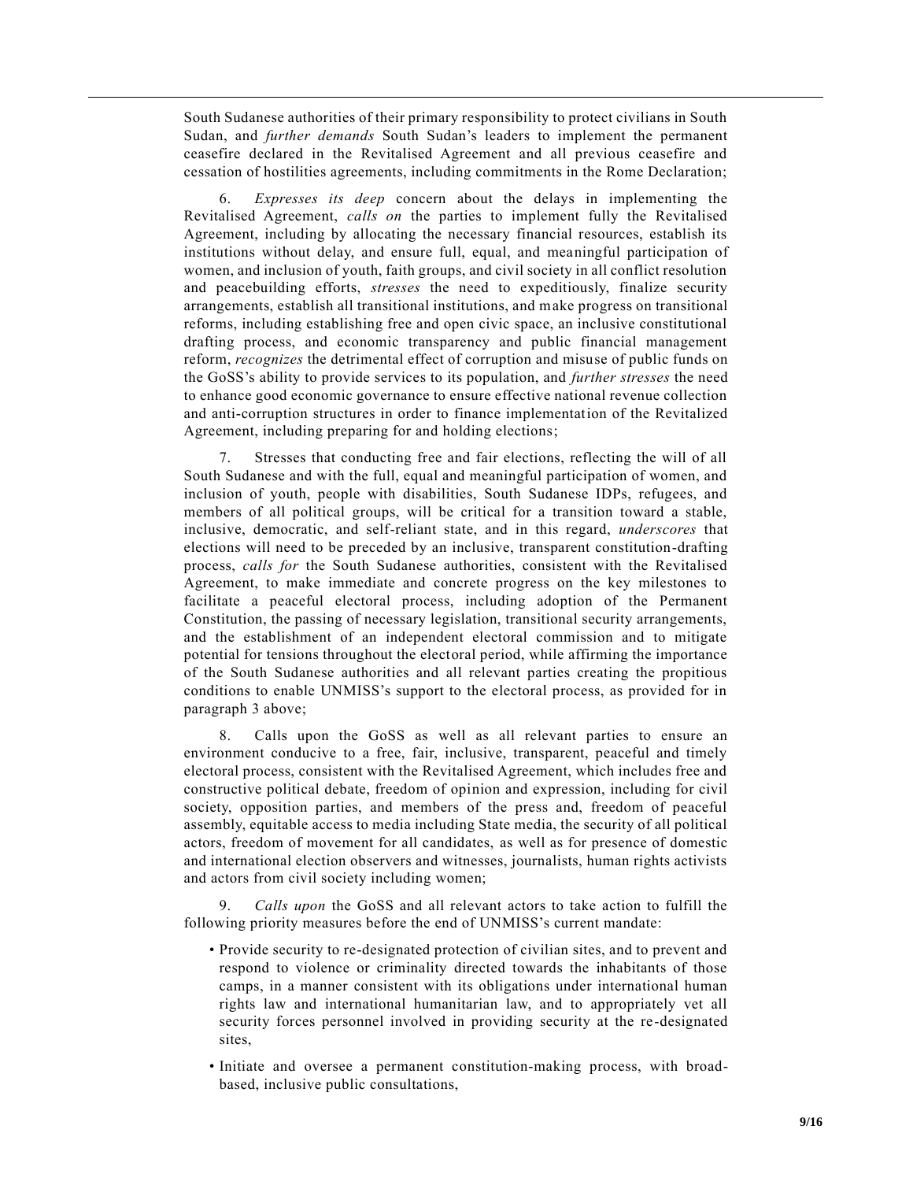South Sudanese authorities of their primary responsibility to protect civilians in South Sudan, and *further demands* South Sudan's leaders to implement the permanent ceasefire declared in the Revitalised Agreement and all previous ceasefire and cessation of hostilities agreements, including commitments in the Rome Declaration;

6. *Expresses its deep* concern about the delays in implementing the Revitalised Agreement, *calls on* the parties to implement fully the Revitalised Agreement, including by allocating the necessary financial resources, establish its institutions without delay, and ensure full, equal, and meaningful participation of women, and inclusion of youth, faith groups, and civil society in all conflict resolution and peacebuilding efforts, *stresses* the need to expeditiously, finalize security arrangements, establish all transitional institutions, and make progress on transitional reforms, including establishing free and open civic space, an inclusive constitutional drafting process, and economic transparency and public financial management reform, *recognizes* the detrimental effect of corruption and misuse of public funds on the GoSS's ability to provide services to its population, and *further stresses* the need to enhance good economic governance to ensure effective national revenue collection and anti-corruption structures in order to finance implementation of the Revitalized Agreement, including preparing for and holding elections;

7. Stresses that conducting free and fair elections, reflecting the will of all South Sudanese and with the full, equal and meaningful participation of women, and inclusion of youth, people with disabilities, South Sudanese IDPs, refugees, and members of all political groups, will be critical for a transition toward a stable, inclusive, democratic, and self-reliant state, and in this regard, *underscores* that elections will need to be preceded by an inclusive, transparent constitution-drafting process, *calls for* the South Sudanese authorities, consistent with the Revitalised Agreement, to make immediate and concrete progress on the key milestones to facilitate a peaceful electoral process, including adoption of the Permanent Constitution, the passing of necessary legislation, transitional security arrangements, and the establishment of an independent electoral commission and to mitigate potential for tensions throughout the electoral period, while affirming the importance of the South Sudanese authorities and all relevant parties creating the propitious conditions to enable UNMISS's support to the electoral process, as provided for in paragraph 3 above;

8. Calls upon the GoSS as well as all relevant parties to ensure an environment conducive to a free, fair, inclusive, transparent, peaceful and timely electoral process, consistent with the Revitalised Agreement, which includes free and constructive political debate, freedom of opinion and expression, including for civil society, opposition parties, and members of the press and, freedom of peaceful assembly, equitable access to media including State media, the security of all political actors, freedom of movement for all candidates, as well as for presence of domestic and international election observers and witnesses, journalists, human rights activists and actors from civil society including women;

9. *Calls upon* the GoSS and all relevant actors to take action to fulfill the following priority measures before the end of UNMISS's current mandate:

- Provide security to re-designated protection of civilian sites, and to prevent and respond to violence or criminality directed towards the inhabitants of those camps, in a manner consistent with its obligations under international human rights law and international humanitarian law, and to appropriately vet all security forces personnel involved in providing security at the re-designated sites,
- Initiate and oversee a permanent constitution-making process, with broad-based, inclusive public consultations,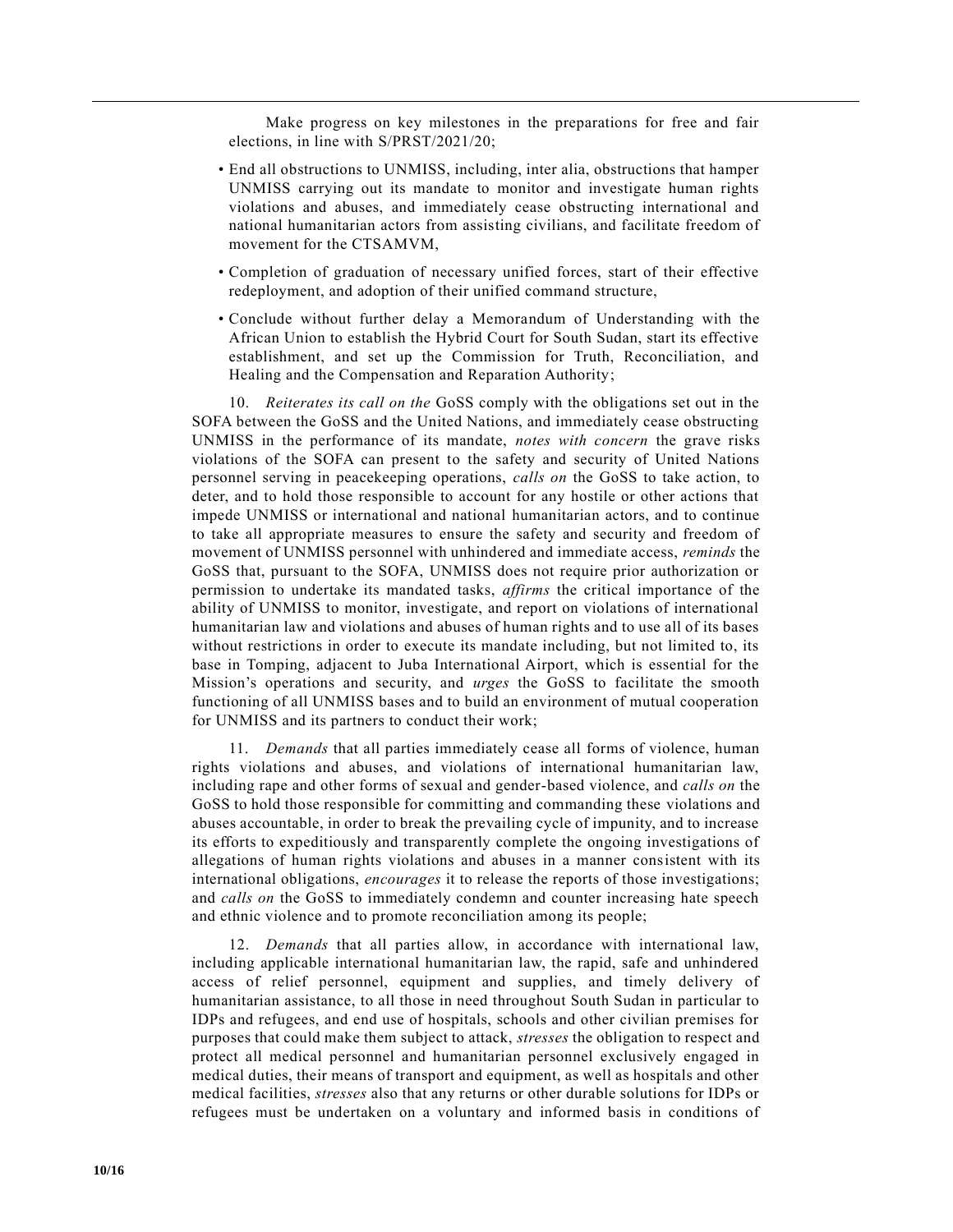Make progress on key milestones in the preparations for free and fair elections, in line with S/PRST/2021/20;

- End all obstructions to UNMISS, including, inter alia, obstructions that hamper UNMISS carrying out its mandate to monitor and investigate human rights violations and abuses, and immediately cease obstructing international and national humanitarian actors from assisting civilians, and facilitate freedom of movement for the CTSAMVM,
- Completion of graduation of necessary unified forces, start of their effective redeployment, and adoption of their unified command structure,
- Conclude without further delay a Memorandum of Understanding with the African Union to establish the Hybrid Court for South Sudan, start its effective establishment, and set up the Commission for Truth, Reconciliation, and Healing and the Compensation and Reparation Authority;

10. *Reiterates its call on the* GoSS comply with the obligations set out in the SOFA between the GoSS and the United Nations, and immediately cease obstructing UNMISS in the performance of its mandate, *notes with concern* the grave risks violations of the SOFA can present to the safety and security of United Nations personnel serving in peacekeeping operations, *calls on* the GoSS to take action, to deter, and to hold those responsible to account for any hostile or other actions that impede UNMISS or international and national humanitarian actors, and to continue to take all appropriate measures to ensure the safety and security and freedom of movement of UNMISS personnel with unhindered and immediate access, *reminds* the GoSS that, pursuant to the SOFA, UNMISS does not require prior authorization or permission to undertake its mandated tasks, *affirms* the critical importance of the ability of UNMISS to monitor, investigate, and report on violations of international humanitarian law and violations and abuses of human rights and to use all of its bases without restrictions in order to execute its mandate including, but not limited to, its base in Tomping, adjacent to Juba International Airport, which is essential for the Mission's operations and security, and *urges* the GoSS to facilitate the smooth functioning of all UNMISS bases and to build an environment of mutual cooperation for UNMISS and its partners to conduct their work;

11. *Demands* that all parties immediately cease all forms of violence, human rights violations and abuses, and violations of international humanitarian law, including rape and other forms of sexual and gender-based violence, and *calls on* the GoSS to hold those responsible for committing and commanding these violations and abuses accountable, in order to break the prevailing cycle of impunity, and to increase its efforts to expeditiously and transparently complete the ongoing investigations of allegations of human rights violations and abuses in a manner consistent with its international obligations, *encourages* it to release the reports of those investigations; and *calls on* the GoSS to immediately condemn and counter increasing hate speech and ethnic violence and to promote reconciliation among its people;

12. *Demands* that all parties allow, in accordance with international law, including applicable international humanitarian law, the rapid, safe and unhindered access of relief personnel, equipment and supplies, and timely delivery of humanitarian assistance, to all those in need throughout South Sudan in particular to IDPs and refugees, and end use of hospitals, schools and other civilian premises for purposes that could make them subject to attack, *stresses* the obligation to respect and protect all medical personnel and humanitarian personnel exclusively engaged in medical duties, their means of transport and equipment, as well as hospitals and other medical facilities, *stresses* also that any returns or other durable solutions for IDPs or refugees must be undertaken on a voluntary and informed basis in conditions of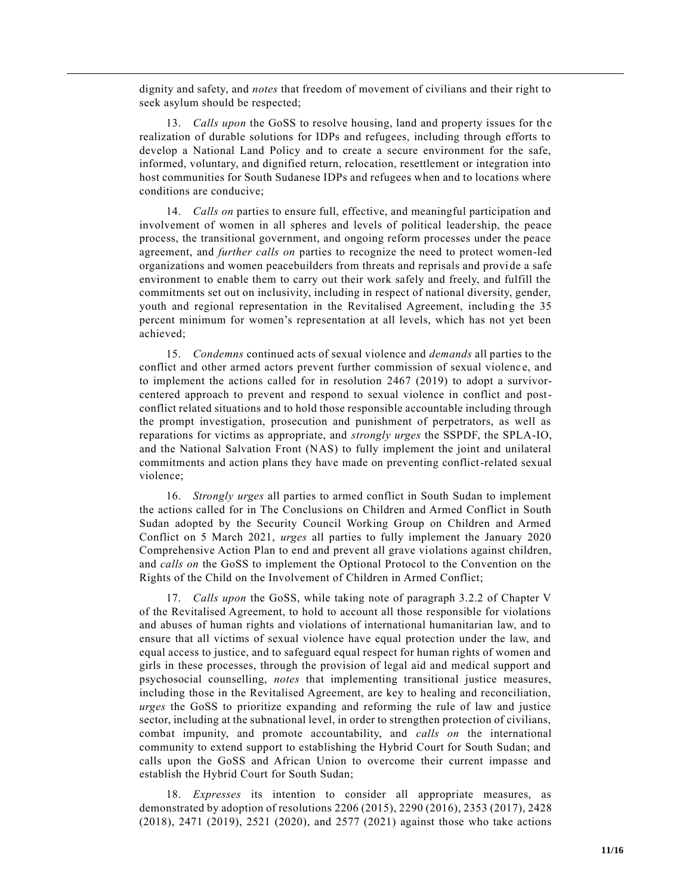dignity and safety, and *notes* that freedom of movement of civilians and their right to seek asylum should be respected;

13. *Calls upon* the GoSS to resolve housing, land and property issues for the realization of durable solutions for IDPs and refugees, including through efforts to develop a National Land Policy and to create a secure environment for the safe, informed, voluntary, and dignified return, relocation, resettlement or integration into host communities for South Sudanese IDPs and refugees when and to locations where conditions are conducive;

14. *Calls on* parties to ensure full, effective, and meaningful participation and involvement of women in all spheres and levels of political leadership, the peace process, the transitional government, and ongoing reform processes under the peace agreement, and *further calls on* parties to recognize the need to protect women-led organizations and women peacebuilders from threats and reprisals and provide a safe environment to enable them to carry out their work safely and freely, and fulfill the commitments set out on inclusivity, including in respect of national diversity, gender, youth and regional representation in the Revitalised Agreement, including the 35 percent minimum for women's representation at all levels, which has not yet been achieved;

15. *Condemns* continued acts of sexual violence and *demands* all parties to the conflict and other armed actors prevent further commission of sexual violence, and to implement the actions called for in resolution 2467 (2019) to adopt a survivor-centered approach to prevent and respond to sexual violence in conflict and post-conflict related situations and to hold those responsible accountable including through the prompt investigation, prosecution and punishment of perpetrators, as well as reparations for victims as appropriate, and *strongly urges* the SSPDF, the SPLA-IO, and the National Salvation Front (NAS) to fully implement the joint and unilateral commitments and action plans they have made on preventing conflict-related sexual violence;

16. *Strongly urges* all parties to armed conflict in South Sudan to implement the actions called for in The Conclusions on Children and Armed Conflict in South Sudan adopted by the Security Council Working Group on Children and Armed Conflict on 5 March 2021, *urges* all parties to fully implement the January 2020 Comprehensive Action Plan to end and prevent all grave violations against children, and *calls on* the GoSS to implement the Optional Protocol to the Convention on the Rights of the Child on the Involvement of Children in Armed Conflict;

17. *Calls upon* the GoSS, while taking note of paragraph 3.2.2 of Chapter V of the Revitalised Agreement, to hold to account all those responsible for violations and abuses of human rights and violations of international humanitarian law, and to ensure that all victims of sexual violence have equal protection under the law, and equal access to justice, and to safeguard equal respect for human rights of women and girls in these processes, through the provision of legal aid and medical support and psychosocial counselling, *notes* that implementing transitional justice measures, including those in the Revitalised Agreement, are key to healing and reconciliation, *urges* the GoSS to prioritize expanding and reforming the rule of law and justice sector, including at the subnational level, in order to strengthen protection of civilians, combat impunity, and promote accountability, and *calls on* the international community to extend support to establishing the Hybrid Court for South Sudan; and calls upon the GoSS and African Union to overcome their current impasse and establish the Hybrid Court for South Sudan;

18. *Expresses* its intention to consider all appropriate measures, as demonstrated by adoption of resolutions 2206 (2015), 2290 (2016), 2353 (2017), 2428 (2018), 2471 (2019), 2521 (2020), and 2577 (2021) against those who take actions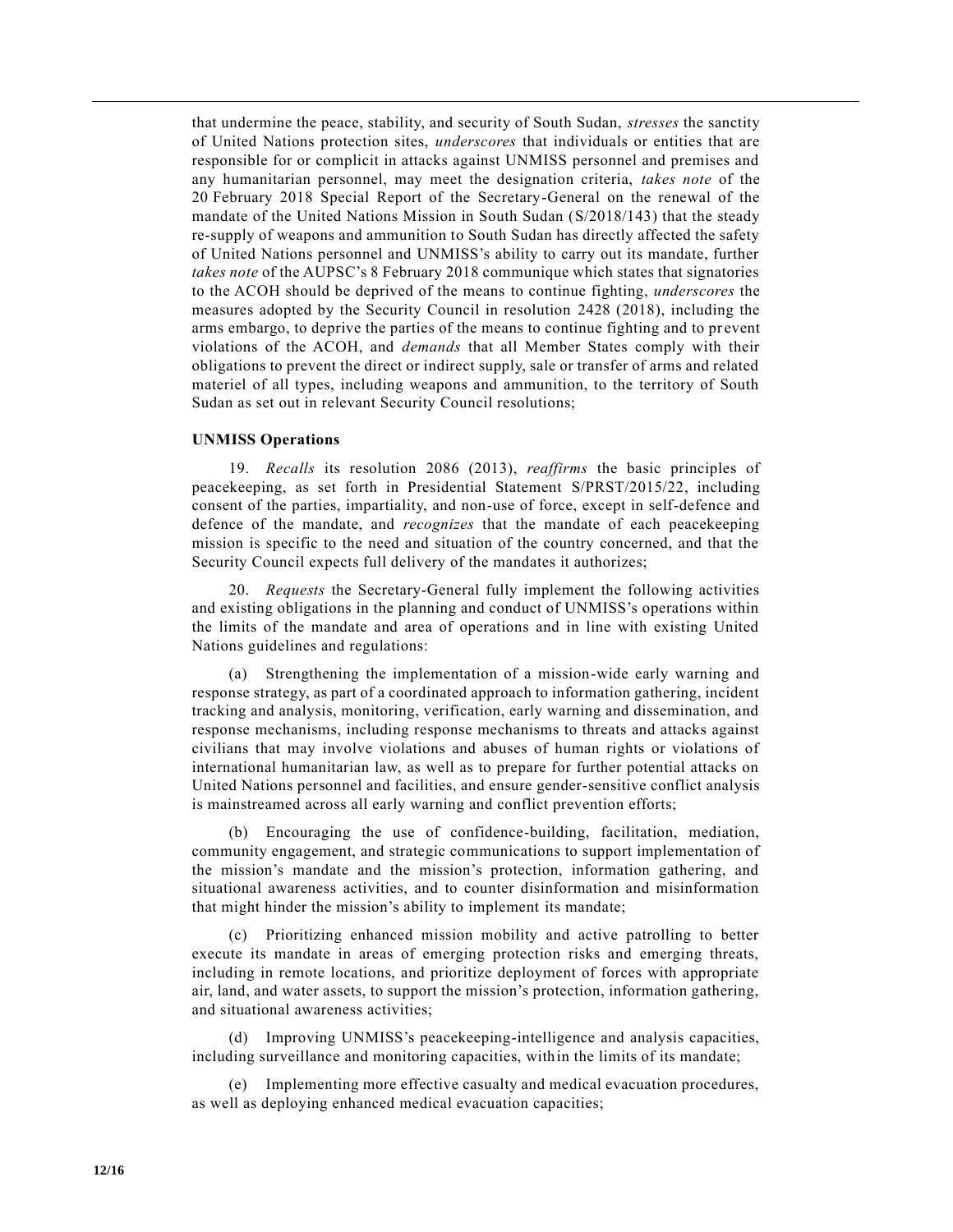that undermine the peace, stability, and security of South Sudan, *stresses* the sanctity of United Nations protection sites, *underscores* that individuals or entities that are responsible for or complicit in attacks against UNMISS personnel and premises and any humanitarian personnel, may meet the designation criteria, *takes note* of the 20 February 2018 Special Report of the Secretary-General on the renewal of the mandate of the United Nations Mission in South Sudan (S/2018/143) that the steady re-supply of weapons and ammunition to South Sudan has directly affected the safety of United Nations personnel and UNMISS's ability to carry out its mandate, further *takes note* of the AUPSC's 8 February 2018 communique which states that signatories to the ACOH should be deprived of the means to continue fighting, *underscores* the measures adopted by the Security Council in resolution 2428 (2018), including the arms embargo, to deprive the parties of the means to continue fighting and to prevent violations of the ACOH, and *demands* that all Member States comply with their obligations to prevent the direct or indirect supply, sale or transfer of arms and related materiel of all types, including weapons and ammunition, to the territory of South Sudan as set out in relevant Security Council resolutions;

**UNMISS Operations**

19. *Recalls* its resolution 2086 (2013), *reaffirms* the basic principles of peacekeeping, as set forth in Presidential Statement S/PRST/2015/22, including consent of the parties, impartiality, and non-use of force, except in self-defence and defence of the mandate, and *recognizes* that the mandate of each peacekeeping mission is specific to the need and situation of the country concerned, and that the Security Council expects full delivery of the mandates it authorizes;

20. *Requests* the Secretary-General fully implement the following activities and existing obligations in the planning and conduct of UNMISS's operations within the limits of the mandate and area of operations and in line with existing United Nations guidelines and regulations:

(a) Strengthening the implementation of a mission-wide early warning and response strategy, as part of a coordinated approach to information gathering, incident tracking and analysis, monitoring, verification, early warning and dissemination, and response mechanisms, including response mechanisms to threats and attacks against civilians that may involve violations and abuses of human rights or violations of international humanitarian law, as well as to prepare for further potential attacks on United Nations personnel and facilities, and ensure gender-sensitive conflict analysis is mainstreamed across all early warning and conflict prevention efforts;

(b) Encouraging the use of confidence-building, facilitation, mediation, community engagement, and strategic communications to support implementation of the mission's mandate and the mission's protection, information gathering, and situational awareness activities, and to counter disinformation and misinformation that might hinder the mission's ability to implement its mandate;

(c) Prioritizing enhanced mission mobility and active patrolling to better execute its mandate in areas of emerging protection risks and emerging threats, including in remote locations, and prioritize deployment of forces with appropriate air, land, and water assets, to support the mission's protection, information gathering, and situational awareness activities;

(d) Improving UNMISS's peacekeeping-intelligence and analysis capacities, including surveillance and monitoring capacities, within the limits of its mandate;

(e) Implementing more effective casualty and medical evacuation procedures, as well as deploying enhanced medical evacuation capacities;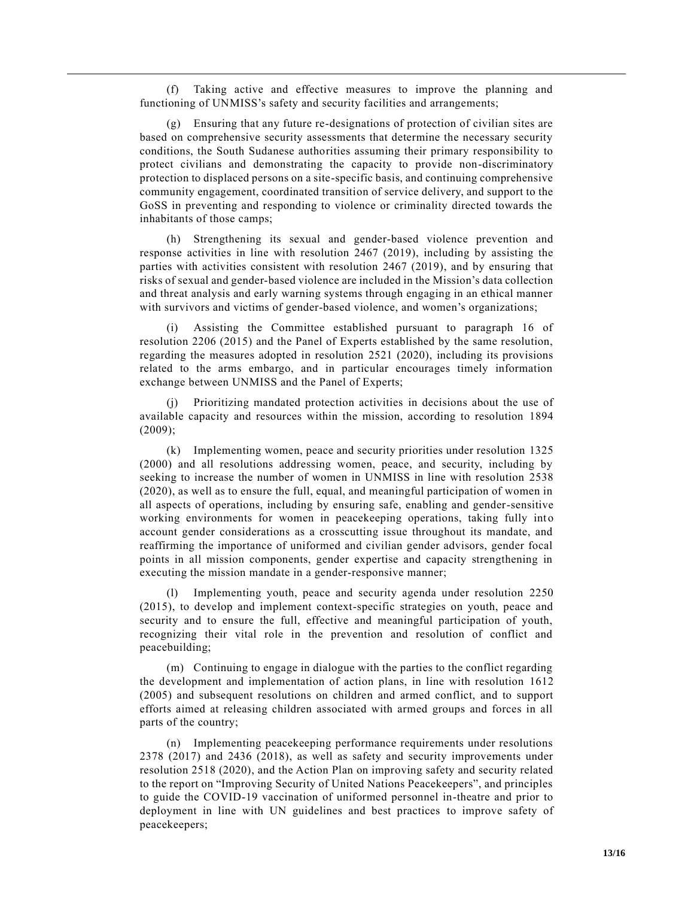(f) Taking active and effective measures to improve the planning and functioning of UNMISS's safety and security facilities and arrangements;

(g) Ensuring that any future re-designations of protection of civilian sites are based on comprehensive security assessments that determine the necessary security conditions, the South Sudanese authorities assuming their primary responsibility to protect civilians and demonstrating the capacity to provide non-discriminatory protection to displaced persons on a site-specific basis, and continuing comprehensive community engagement, coordinated transition of service delivery, and support to the GoSS in preventing and responding to violence or criminality directed towards the inhabitants of those camps;

(h) Strengthening its sexual and gender-based violence prevention and response activities in line with resolution 2467 (2019), including by assisting the parties with activities consistent with resolution 2467 (2019), and by ensuring that risks of sexual and gender-based violence are included in the Mission's data collection and threat analysis and early warning systems through engaging in an ethical manner with survivors and victims of gender-based violence, and women's organizations;

(i) Assisting the Committee established pursuant to paragraph 16 of resolution 2206 (2015) and the Panel of Experts established by the same resolution, regarding the measures adopted in resolution 2521 (2020), including its provisions related to the arms embargo, and in particular encourages timely information exchange between UNMISS and the Panel of Experts;

(j) Prioritizing mandated protection activities in decisions about the use of available capacity and resources within the mission, according to resolution 1894 (2009);

(k) Implementing women, peace and security priorities under resolution 1325 (2000) and all resolutions addressing women, peace, and security, including by seeking to increase the number of women in UNMISS in line with resolution 2538 (2020), as well as to ensure the full, equal, and meaningful participation of women in all aspects of operations, including by ensuring safe, enabling and gender-sensitive working environments for women in peacekeeping operations, taking fully into account gender considerations as a crosscutting issue throughout its mandate, and reaffirming the importance of uniformed and civilian gender advisors, gender focal points in all mission components, gender expertise and capacity strengthening in executing the mission mandate in a gender-responsive manner;

(l) Implementing youth, peace and security agenda under resolution 2250 (2015), to develop and implement context-specific strategies on youth, peace and security and to ensure the full, effective and meaningful participation of youth, recognizing their vital role in the prevention and resolution of conflict and peacebuilding;

(m) Continuing to engage in dialogue with the parties to the conflict regarding the development and implementation of action plans, in line with resolution 1612 (2005) and subsequent resolutions on children and armed conflict, and to support efforts aimed at releasing children associated with armed groups and forces in all parts of the country;

(n) Implementing peacekeeping performance requirements under resolutions 2378 (2017) and 2436 (2018), as well as safety and security improvements under resolution 2518 (2020), and the Action Plan on improving safety and security related to the report on "Improving Security of United Nations Peacekeepers", and principles to guide the COVID-19 vaccination of uniformed personnel in-theatre and prior to deployment in line with UN guidelines and best practices to improve safety of peacekeepers;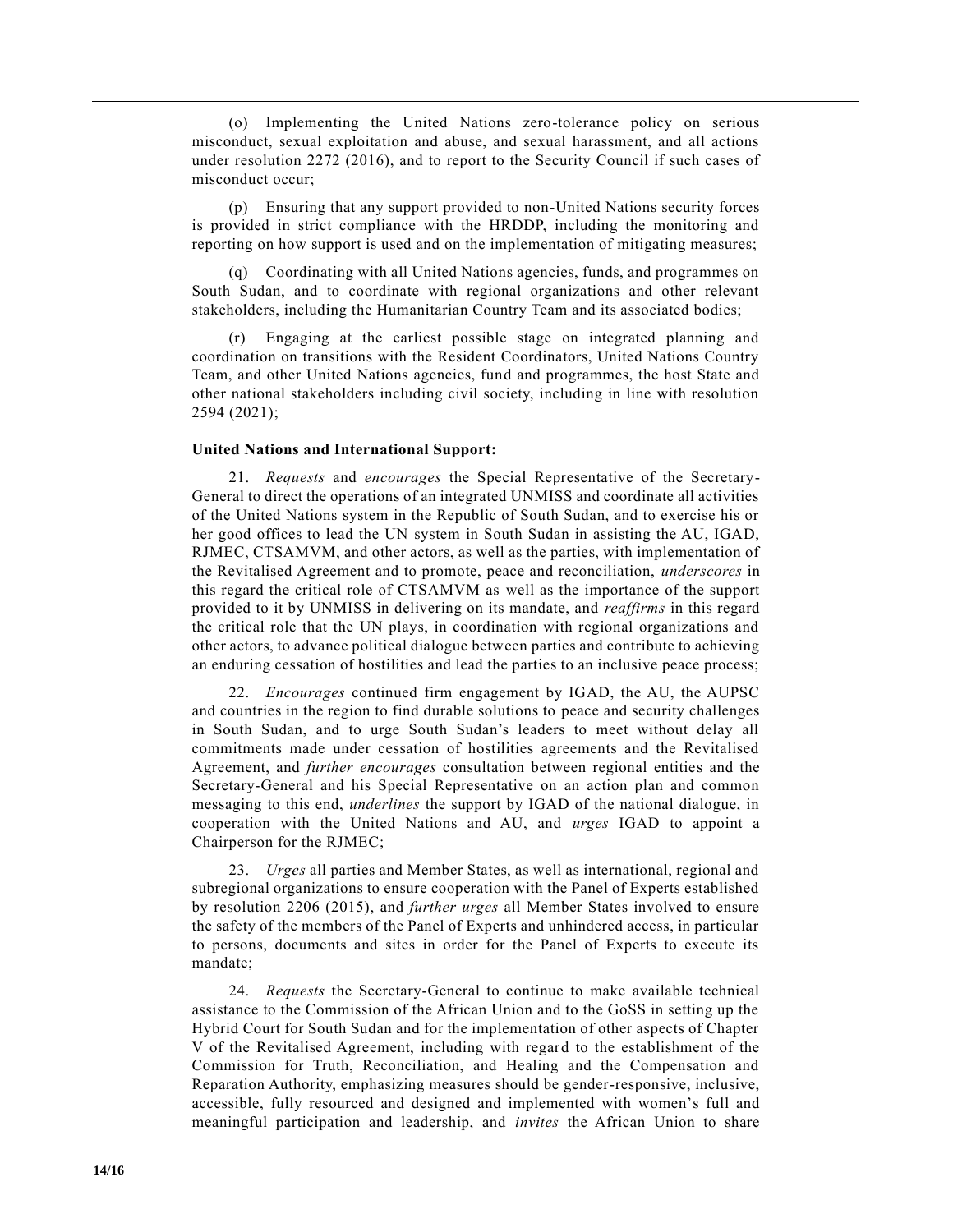(o) Implementing the United Nations zero-tolerance policy on serious misconduct, sexual exploitation and abuse, and sexual harassment, and all actions under resolution 2272 (2016), and to report to the Security Council if such cases of misconduct occur;

(p) Ensuring that any support provided to non-United Nations security forces is provided in strict compliance with the HRDDP, including the monitoring and reporting on how support is used and on the implementation of mitigating measures;

(q) Coordinating with all United Nations agencies, funds, and programmes on South Sudan, and to coordinate with regional organizations and other relevant stakeholders, including the Humanitarian Country Team and its associated bodies;

(r) Engaging at the earliest possible stage on integrated planning and coordination on transitions with the Resident Coordinators, United Nations Country Team, and other United Nations agencies, fund and programmes, the host State and other national stakeholders including civil society, including in line with resolution 2594 (2021);

**United Nations and International Support:**

21. *Requests* and *encourages* the Special Representative of the Secretary-General to direct the operations of an integrated UNMISS and coordinate all activities of the United Nations system in the Republic of South Sudan, and to exercise his or her good offices to lead the UN system in South Sudan in assisting the AU, IGAD, RJMEC, CTSAMVM, and other actors, as well as the parties, with implementation of the Revitalised Agreement and to promote, peace and reconciliation, *underscores* in this regard the critical role of CTSAMVM as well as the importance of the support provided to it by UNMISS in delivering on its mandate, and *reaffirms* in this regard the critical role that the UN plays, in coordination with regional organizations and other actors, to advance political dialogue between parties and contribute to achieving an enduring cessation of hostilities and lead the parties to an inclusive peace process;

22. *Encourages* continued firm engagement by IGAD, the AU, the AUPSC and countries in the region to find durable solutions to peace and security challenges in South Sudan, and to urge South Sudan's leaders to meet without delay all commitments made under cessation of hostilities agreements and the Revitalised Agreement, and *further encourages* consultation between regional entities and the Secretary-General and his Special Representative on an action plan and common messaging to this end, *underlines* the support by IGAD of the national dialogue, in cooperation with the United Nations and AU, and *urges* IGAD to appoint a Chairperson for the RJMEC;

23. *Urges* all parties and Member States, as well as international, regional and subregional organizations to ensure cooperation with the Panel of Experts established by resolution 2206 (2015), and *further urges* all Member States involved to ensure the safety of the members of the Panel of Experts and unhindered access, in particular to persons, documents and sites in order for the Panel of Experts to execute its mandate;

24. *Requests* the Secretary-General to continue to make available technical assistance to the Commission of the African Union and to the GoSS in setting up the Hybrid Court for South Sudan and for the implementation of other aspects of Chapter V of the Revitalised Agreement, including with regard to the establishment of the Commission for Truth, Reconciliation, and Healing and the Compensation and Reparation Authority, emphasizing measures should be gender-responsive, inclusive, accessible, fully resourced and designed and implemented with women's full and meaningful participation and leadership, and *invites* the African Union to share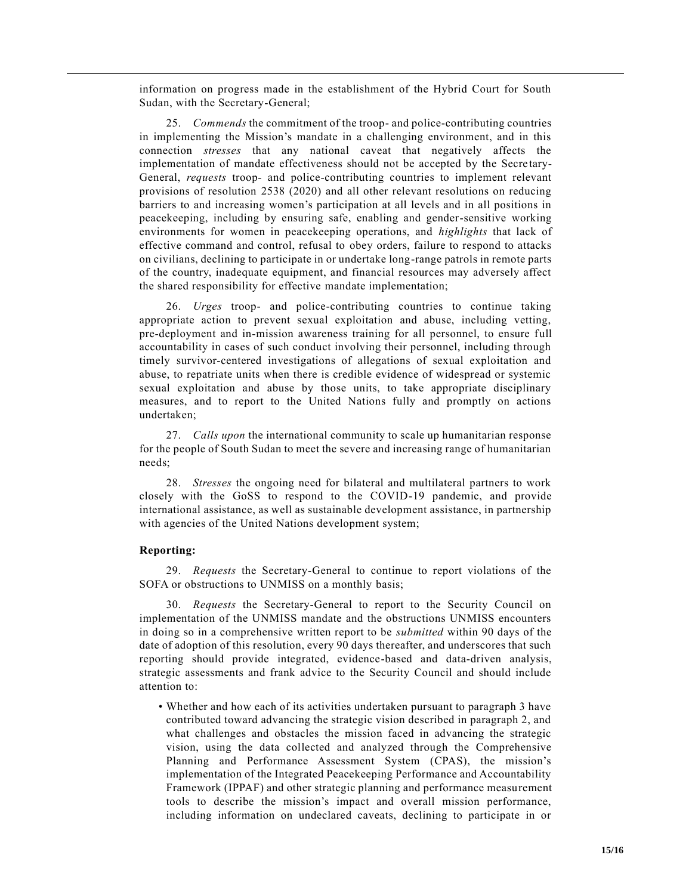information on progress made in the establishment of the Hybrid Court for South Sudan, with the Secretary-General;

25. *Commends* the commitment of the troop- and police-contributing countries in implementing the Mission's mandate in a challenging environment, and in this connection *stresses* that any national caveat that negatively affects the implementation of mandate effectiveness should not be accepted by the Secretary-General, *requests* troop- and police-contributing countries to implement relevant provisions of resolution 2538 (2020) and all other relevant resolutions on reducing barriers to and increasing women's participation at all levels and in all positions in peacekeeping, including by ensuring safe, enabling and gender-sensitive working environments for women in peacekeeping operations, and *highlights* that lack of effective command and control, refusal to obey orders, failure to respond to attacks on civilians, declining to participate in or undertake long-range patrols in remote parts of the country, inadequate equipment, and financial resources may adversely affect the shared responsibility for effective mandate implementation;

26. *Urges* troop- and police-contributing countries to continue taking appropriate action to prevent sexual exploitation and abuse, including vetting, pre-deployment and in-mission awareness training for all personnel, to ensure full accountability in cases of such conduct involving their personnel, including through timely survivor-centered investigations of allegations of sexual exploitation and abuse, to repatriate units when there is credible evidence of widespread or systemic sexual exploitation and abuse by those units, to take appropriate disciplinary measures, and to report to the United Nations fully and promptly on actions undertaken;

27. *Calls upon* the international community to scale up humanitarian response for the people of South Sudan to meet the severe and increasing range of humanitarian needs;

28. *Stresses* the ongoing need for bilateral and multilateral partners to work closely with the GoSS to respond to the COVID-19 pandemic, and provide international assistance, as well as sustainable development assistance, in partnership with agencies of the United Nations development system;

**Reporting:**

29. *Requests* the Secretary-General to continue to report violations of the SOFA or obstructions to UNMISS on a monthly basis;

30. *Requests* the Secretary-General to report to the Security Council on implementation of the UNMISS mandate and the obstructions UNMISS encounters in doing so in a comprehensive written report to be *submitted* within 90 days of the date of adoption of this resolution, every 90 days thereafter, and underscores that such reporting should provide integrated, evidence-based and data-driven analysis, strategic assessments and frank advice to the Security Council and should include attention to:

- Whether and how each of its activities undertaken pursuant to paragraph 3 have contributed toward advancing the strategic vision described in paragraph 2, and what challenges and obstacles the mission faced in advancing the strategic vision, using the data collected and analyzed through the Comprehensive Planning and Performance Assessment System (CPAS), the mission's implementation of the Integrated Peacekeeping Performance and Accountability Framework (IPPAF) and other strategic planning and performance measurement tools to describe the mission's impact and overall mission performance, including information on undeclared caveats, declining to participate in or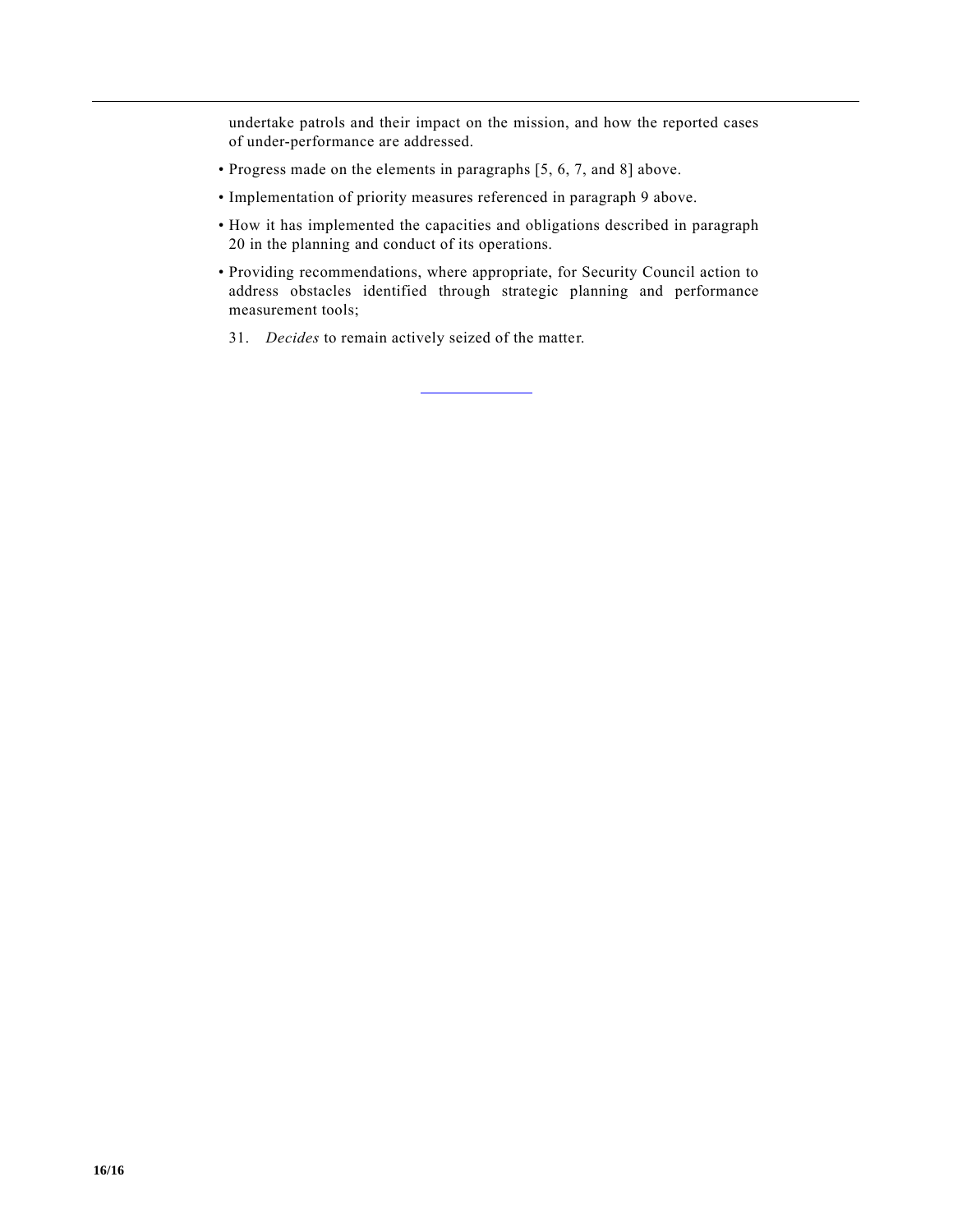undertake patrols and their impact on the mission, and how the reported cases of under-performance are addressed.

- Progress made on the elements in paragraphs [5, 6, 7, and 8] above.
- Implementation of priority measures referenced in paragraph 9 above.
- How it has implemented the capacities and obligations described in paragraph 20 in the planning and conduct of its operations.
- Providing recommendations, where appropriate, for Security Council action to address obstacles identified through strategic planning and performance measurement tools;

31. *Decides* to remain actively seized of the matter.